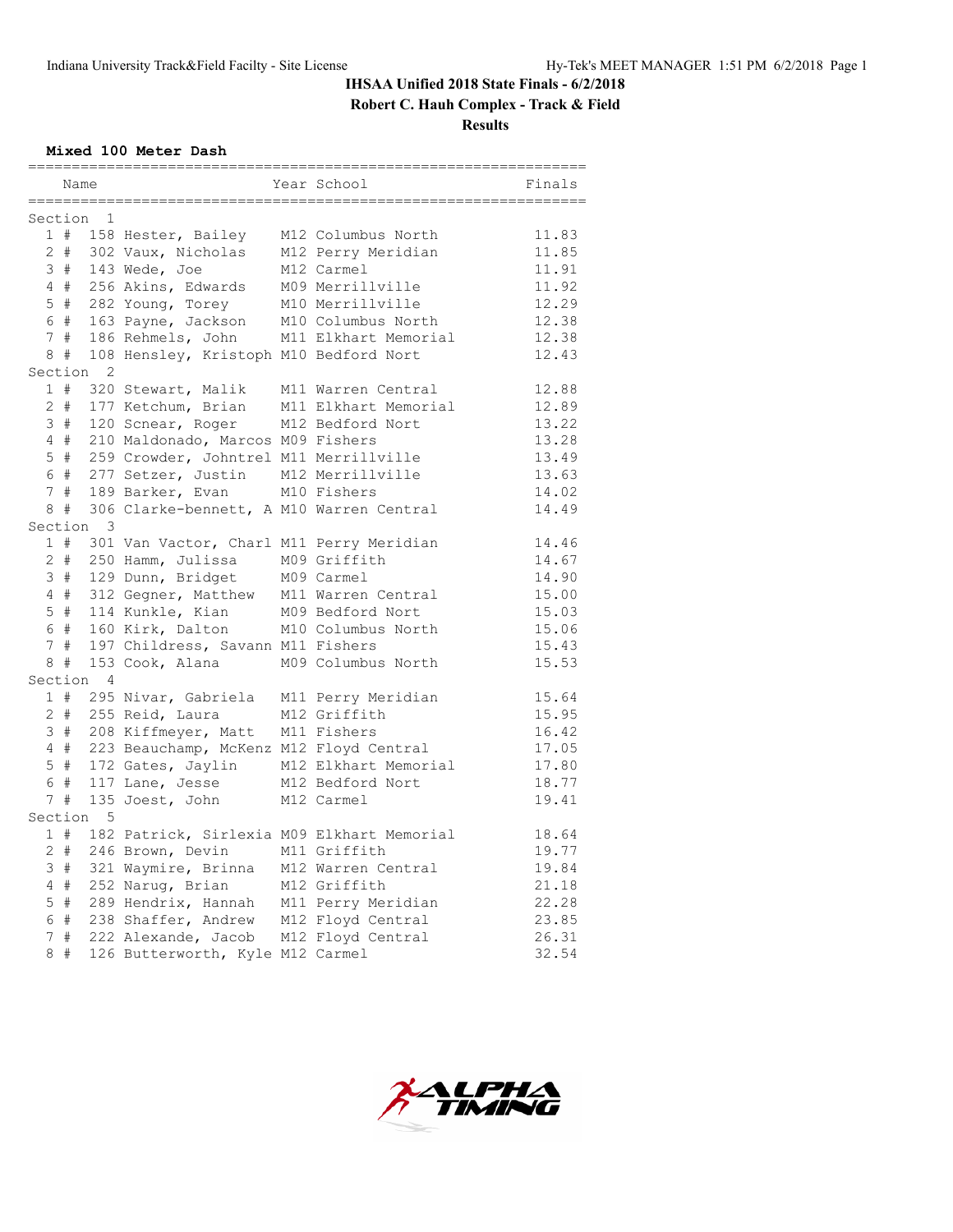# IHSAA Unified 2018 State Finals - 6/2/2018

## Robert C. Hauh Complex - Track & Field

### Results

**Mixed 100 Meter Dash**

| | Name | Year | School | Finals |
|---|---|---|---|---|
| **Section 1** | | | | |
| 1 # | 158 Hester, Bailey | M12 | Columbus North | 11.83 |
| 2 # | 302 Vaux, Nicholas | M12 | Perry Meridian | 11.85 |
| 3 # | 143 Wede, Joe | M12 | Carmel | 11.91 |
| 4 # | 256 Akins, Edwards | M09 | Merrillville | 11.92 |
| 5 # | 282 Young, Torey | M10 | Merrillville | 12.29 |
| 6 # | 163 Payne, Jackson | M10 | Columbus North | 12.38 |
| 7 # | 186 Rehmels, John | M11 | Elkhart Memorial | 12.38 |
| 8 # | 108 Hensley, Kristoph | M10 | Bedford Nort | 12.43 |
| **Section 2** | | | | |
| 1 # | 320 Stewart, Malik | M11 | Warren Central | 12.88 |
| 2 # | 177 Ketchum, Brian | M11 | Elkhart Memorial | 12.89 |
| 3 # | 120 Scnear, Roger | M12 | Bedford Nort | 13.22 |
| 4 # | 210 Maldonado, Marcos | M09 | Fishers | 13.28 |
| 5 # | 259 Crowder, Johntrel | M11 | Merrillville | 13.49 |
| 6 # | 277 Setzer, Justin | M12 | Merrillville | 13.63 |
| 7 # | 189 Barker, Evan | M10 | Fishers | 14.02 |
| 8 # | 306 Clarke-bennett, A | M10 | Warren Central | 14.49 |
| **Section 3** | | | | |
| 1 # | 301 Van Vactor, Charl | M11 | Perry Meridian | 14.46 |
| 2 # | 250 Hamm, Julissa | M09 | Griffith | 14.67 |
| 3 # | 129 Dunn, Bridget | M09 | Carmel | 14.90 |
| 4 # | 312 Gegner, Matthew | M11 | Warren Central | 15.00 |
| 5 # | 114 Kunkle, Kian | M09 | Bedford Nort | 15.03 |
| 6 # | 160 Kirk, Dalton | M10 | Columbus North | 15.06 |
| 7 # | 197 Childress, Savann | M11 | Fishers | 15.43 |
| 8 # | 153 Cook, Alana | M09 | Columbus North | 15.53 |
| **Section 4** | | | | |
| 1 # | 295 Nivar, Gabriela | M11 | Perry Meridian | 15.64 |
| 2 # | 255 Reid, Laura | M12 | Griffith | 15.95 |
| 3 # | 208 Kiffmeyer, Matt | M11 | Fishers | 16.42 |
| 4 # | 223 Beauchamp, McKenz | M12 | Floyd Central | 17.05 |
| 5 # | 172 Gates, Jaylin | M12 | Elkhart Memorial | 17.80 |
| 6 # | 117 Lane, Jesse | M12 | Bedford Nort | 18.77 |
| 7 # | 135 Joest, John | M12 | Carmel | 19.41 |
| **Section 5** | | | | |
| 1 # | 182 Patrick, Sirlexia | M09 | Elkhart Memorial | 18.64 |
| 2 # | 246 Brown, Devin | M11 | Griffith | 19.77 |
| 3 # | 321 Waymire, Brinna | M12 | Warren Central | 19.84 |
| 4 # | 252 Narug, Brian | M12 | Griffith | 21.18 |
| 5 # | 289 Hendrix, Hannah | M11 | Perry Meridian | 22.28 |
| 6 # | 238 Shaffer, Andrew | M12 | Floyd Central | 23.85 |
| 7 # | 222 Alexande, Jacob | M12 | Floyd Central | 26.31 |
| 8 # | 126 Butterworth, Kyle | M12 | Carmel | 32.54 |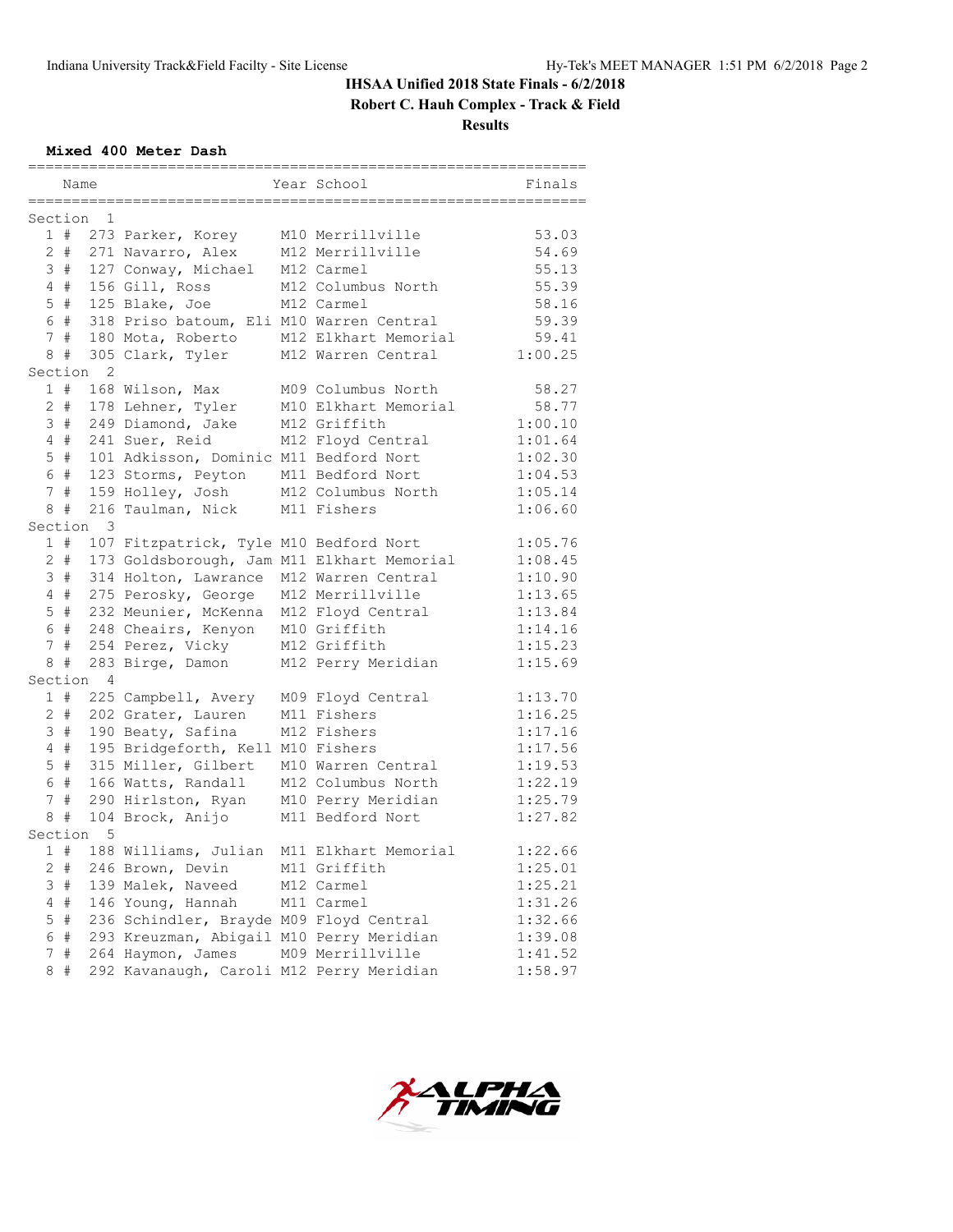# IHSAA Unified 2018 State Finals - 6/2/2018

## Robert C. Hauh Complex - Track & Field

### Results

**Mixed 400 Meter Dash**

| Place | | Name | Year | School | Finals |
|---|---|---|---|---|---|
| **Section 1** | | | | | |
| 1 | # | 273 Parker, Korey | M10 | Merrillville | 53.03 |
| 2 | # | 271 Navarro, Alex | M12 | Merrillville | 54.69 |
| 3 | # | 127 Conway, Michael | M12 | Carmel | 55.13 |
| 4 | # | 156 Gill, Ross | M12 | Columbus North | 55.39 |
| 5 | # | 125 Blake, Joe | M12 | Carmel | 58.16 |
| 6 | # | 318 Priso batoum, Eli | M10 | Warren Central | 59.39 |
| 7 | # | 180 Mota, Roberto | M12 | Elkhart Memorial | 59.41 |
| 8 | # | 305 Clark, Tyler | M12 | Warren Central | 1:00.25 |
| **Section 2** | | | | | |
| 1 | # | 168 Wilson, Max | M09 | Columbus North | 58.27 |
| 2 | # | 178 Lehner, Tyler | M10 | Elkhart Memorial | 58.77 |
| 3 | # | 249 Diamond, Jake | M12 | Griffith | 1:00.10 |
| 4 | # | 241 Suer, Reid | M12 | Floyd Central | 1:01.64 |
| 5 | # | 101 Adkisson, Dominic | M11 | Bedford Nort | 1:02.30 |
| 6 | # | 123 Storms, Peyton | M11 | Bedford Nort | 1:04.53 |
| 7 | # | 159 Holley, Josh | M12 | Columbus North | 1:05.14 |
| 8 | # | 216 Taulman, Nick | M11 | Fishers | 1:06.60 |
| **Section 3** | | | | | |
| 1 | # | 107 Fitzpatrick, Tyle | M10 | Bedford Nort | 1:05.76 |
| 2 | # | 173 Goldsborough, Jam | M11 | Elkhart Memorial | 1:08.45 |
| 3 | # | 314 Holton, Lawrance | M12 | Warren Central | 1:10.90 |
| 4 | # | 275 Perosky, George | M12 | Merrillville | 1:13.65 |
| 5 | # | 232 Meunier, McKenna | M12 | Floyd Central | 1:13.84 |
| 6 | # | 248 Cheairs, Kenyon | M10 | Griffith | 1:14.16 |
| 7 | # | 254 Perez, Vicky | M12 | Griffith | 1:15.23 |
| 8 | # | 283 Birge, Damon | M12 | Perry Meridian | 1:15.69 |
| **Section 4** | | | | | |
| 1 | # | 225 Campbell, Avery | M09 | Floyd Central | 1:13.70 |
| 2 | # | 202 Grater, Lauren | M11 | Fishers | 1:16.25 |
| 3 | # | 190 Beaty, Safina | M12 | Fishers | 1:17.16 |
| 4 | # | 195 Bridgeforth, Kell | M10 | Fishers | 1:17.56 |
| 5 | # | 315 Miller, Gilbert | M10 | Warren Central | 1:19.53 |
| 6 | # | 166 Watts, Randall | M12 | Columbus North | 1:22.19 |
| 7 | # | 290 Hirlston, Ryan | M10 | Perry Meridian | 1:25.79 |
| 8 | # | 104 Brock, Anijo | M11 | Bedford Nort | 1:27.82 |
| **Section 5** | | | | | |
| 1 | # | 188 Williams, Julian | M11 | Elkhart Memorial | 1:22.66 |
| 2 | # | 246 Brown, Devin | M11 | Griffith | 1:25.01 |
| 3 | # | 139 Malek, Naveed | M12 | Carmel | 1:25.21 |
| 4 | # | 146 Young, Hannah | M11 | Carmel | 1:31.26 |
| 5 | # | 236 Schindler, Brayde | M09 | Floyd Central | 1:32.66 |
| 6 | # | 293 Kreuzman, Abigail | M10 | Perry Meridian | 1:39.08 |
| 7 | # | 264 Haymon, James | M09 | Merrillville | 1:41.52 |
| 8 | # | 292 Kavanaugh, Caroli | M12 | Perry Meridian | 1:58.97 |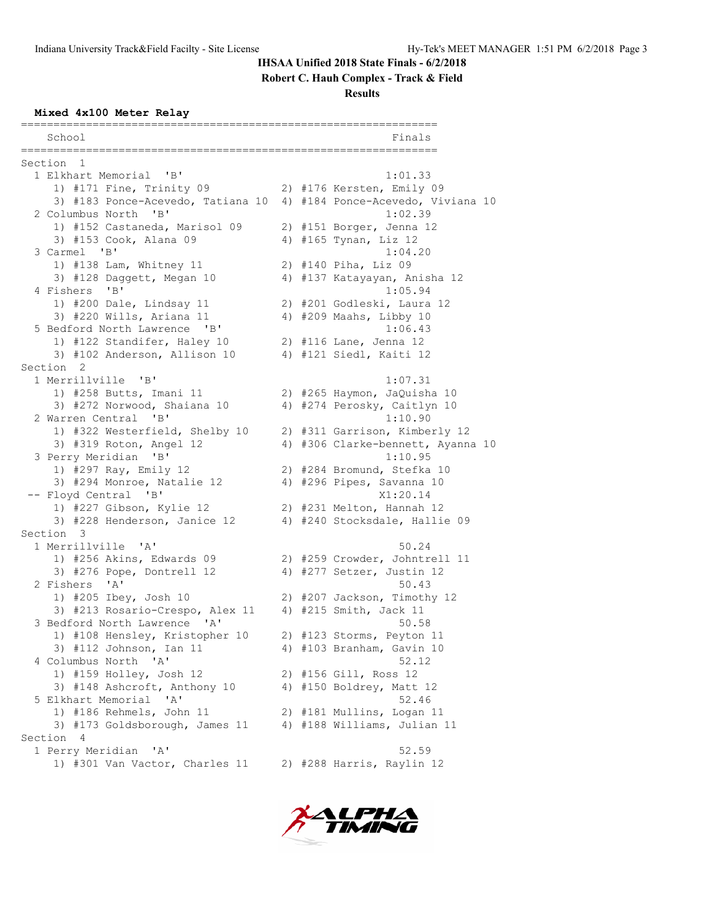**IHSAA Unified 2018 State Finals - 6/2/2018**

**Robert C. Hauh Complex - Track & Field**

**Results**

**Mixed 4x100 Meter Relay**

```
================================================================
    School                                                Finals
================================================================
Section  1
  1 Elkhart Memorial  'B'                                1:01.33
     1) #171 Fine, Trinity 09          2) #176 Kersten, Emily 09
     3) #183 Ponce-Acevedo, Tatiana 10 4) #184 Ponce-Acevedo, Viviana 10
  2 Columbus North  'B'                                  1:02.39
     1) #152 Castaneda, Marisol 09     2) #151 Borger, Jenna 12
     3) #153 Cook, Alana 09            4) #165 Tynan, Liz 12
  3 Carmel  'B'                                          1:04.20
     1) #138 Lam, Whitney 11           2) #140 Piha, Liz 09
     3) #128 Daggett, Megan 10         4) #137 Katayayan, Anisha 12
  4 Fishers  'B'                                         1:05.94
     1) #200 Dale, Lindsay 11          2) #201 Godleski, Laura 12
     3) #220 Wills, Ariana 11          4) #209 Maahs, Libby 10
  5 Bedford North Lawrence  'B'                          1:06.43
     1) #122 Standifer, Haley 10       2) #116 Lane, Jenna 12
     3) #102 Anderson, Allison 10      4) #121 Siedl, Kaiti 12
Section  2
  1 Merrillville  'B'                                    1:07.31
     1) #258 Butts, Imani 11           2) #265 Haymon, JaQuisha 10
     3) #272 Norwood, Shaiana 10       4) #274 Perosky, Caitlyn 10
  2 Warren Central  'B'                                  1:10.90
     1) #322 Westerfield, Shelby 10    2) #311 Garrison, Kimberly 12
     3) #319 Roton, Angel 12           4) #306 Clarke-bennett, Ayanna 10
  3 Perry Meridian  'B'                                  1:10.95
     1) #297 Ray, Emily 12             2) #284 Bromund, Stefka 10
     3) #294 Monroe, Natalie 12        4) #296 Pipes, Savanna 10
 -- Floyd Central  'B'                                  X1:20.14
     1) #227 Gibson, Kylie 12          2) #231 Melton, Hannah 12
     3) #228 Henderson, Janice 12      4) #240 Stocksdale, Hallie 09
Section  3
  1 Merrillville  'A'                                      50.24
     1) #256 Akins, Edwards 09         2) #259 Crowder, Johntrell 11
     3) #276 Pope, Dontrell 12         4) #277 Setzer, Justin 12
  2 Fishers  'A'                                           50.43
     1) #205 Ibey, Josh 10             2) #207 Jackson, Timothy 12
     3) #213 Rosario-Crespo, Alex 11   4) #215 Smith, Jack 11
  3 Bedford North Lawrence  'A'                            50.58
     1) #108 Hensley, Kristopher 10    2) #123 Storms, Peyton 11
     3) #112 Johnson, Ian 11           4) #103 Branham, Gavin 10
  4 Columbus North  'A'                                    52.12
     1) #159 Holley, Josh 12           2) #156 Gill, Ross 12
     3) #148 Ashcroft, Anthony 10      4) #150 Boldrey, Matt 12
  5 Elkhart Memorial  'A'                                  52.46
     1) #186 Rehmels, John 11          2) #181 Mullins, Logan 11
     3) #173 Goldsborough, James 11    4) #188 Williams, Julian 11
Section  4
  1 Perry Meridian  'A'                                    52.59
     1) #301 Van Vactor, Charles 11    2) #288 Harris, Raylin 12
```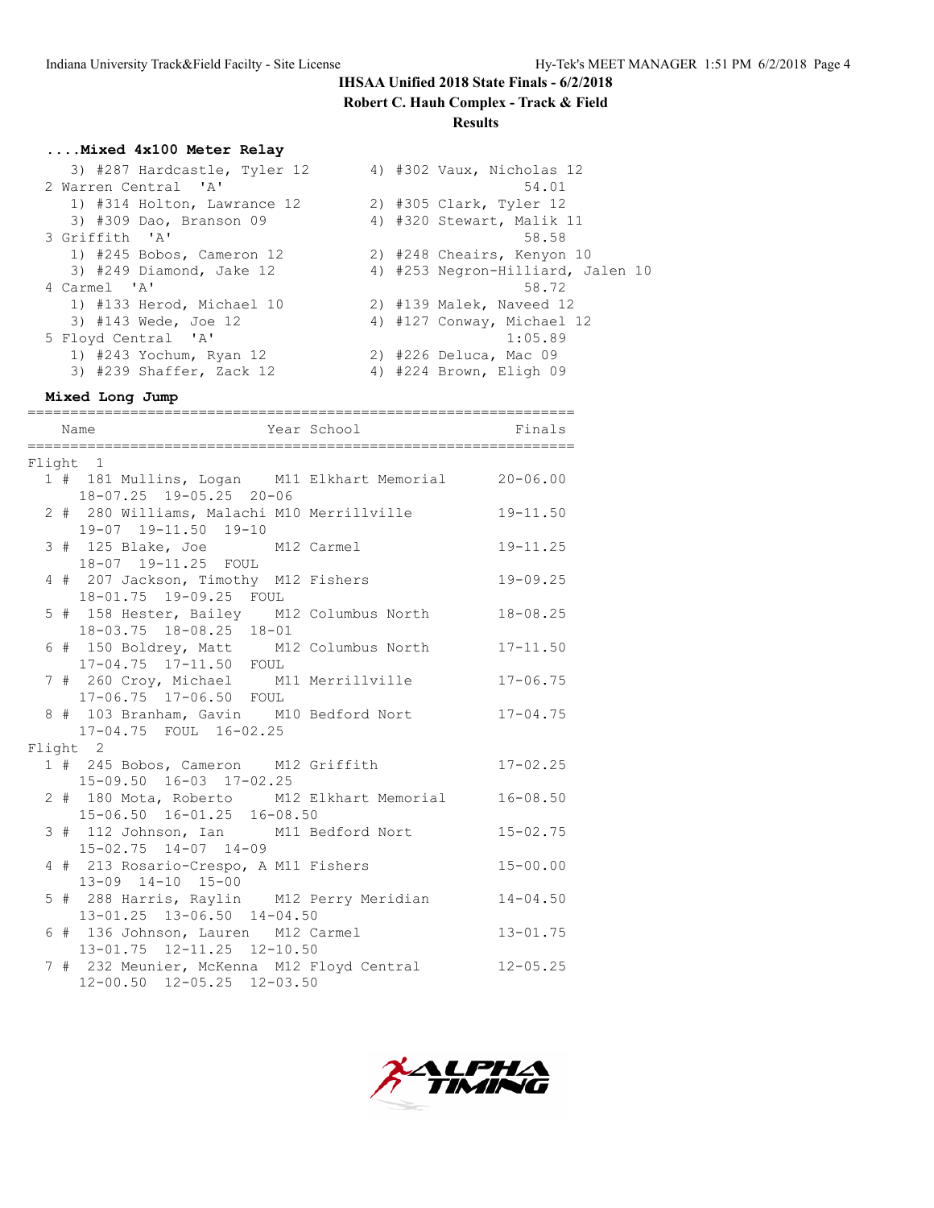# IHSAA Unified 2018 State Finals - 6/2/2018

## Robert C. Hauh Complex - Track & Field

### Results

**....Mixed 4x100 Meter Relay**

```
   3) #287 Hardcastle, Tyler 12       4) #302 Vaux, Nicholas 12
 2 Warren Central  'A'                                54.01
   1) #314 Holton, Lawrance 12        2) #305 Clark, Tyler 12
   3) #309 Dao, Branson 09            4) #320 Stewart, Malik 11
 3 Griffith  'A'                                      58.58
   1) #245 Bobos, Cameron 12          2) #248 Cheairs, Kenyon 10
   3) #249 Diamond, Jake 12           4) #253 Negron-Hilliard, Jalen 10
 4 Carmel  'A'                                        58.72
   1) #133 Herod, Michael 10          2) #139 Malek, Naveed 12
   3) #143 Wede, Joe 12               4) #127 Conway, Michael 12
 5 Floyd Central  'A'                               1:05.89
   1) #243 Yochum, Ryan 12            2) #226 Deluca, Mac 09
   3) #239 Shaffer, Zack 12           4) #224 Brown, Eligh 09
```

**Mixed Long Jump**

```
================================================================
    Name                    Year School                  Finals
================================================================
Flight  1
  1 #  181 Mullins, Logan    M11 Elkhart Memorial      20-06.00
     18-07.25  19-05.25  20-06
  2 #  280 Williams, Malachi M10 Merrillville          19-11.50
     19-07  19-11.50  19-10
  3 #  125 Blake, Joe        M12 Carmel                19-11.25
     18-07  19-11.25  FOUL
  4 #  207 Jackson, Timothy  M12 Fishers               19-09.25
     18-01.75  19-09.25  FOUL
  5 #  158 Hester, Bailey    M12 Columbus North        18-08.25
     18-03.75  18-08.25  18-01
  6 #  150 Boldrey, Matt     M12 Columbus North        17-11.50
     17-04.75  17-11.50  FOUL
  7 #  260 Croy, Michael     M11 Merrillville          17-06.75
     17-06.75  17-06.50  FOUL
  8 #  103 Branham, Gavin    M10 Bedford Nort          17-04.75
     17-04.75  FOUL  16-02.25
Flight  2
  1 #  245 Bobos, Cameron    M12 Griffith              17-02.25
     15-09.50  16-03  17-02.25
  2 #  180 Mota, Roberto     M12 Elkhart Memorial      16-08.50
     15-06.50  16-01.25  16-08.50
  3 #  112 Johnson, Ian      M11 Bedford Nort          15-02.75
     15-02.75  14-07  14-09
  4 #  213 Rosario-Crespo, A M11 Fishers               15-00.00
     13-09  14-10  15-00
  5 #  288 Harris, Raylin    M12 Perry Meridian        14-04.50
     13-01.25  13-06.50  14-04.50
  6 #  136 Johnson, Lauren   M12 Carmel                13-01.75
     13-01.75  12-11.25  12-10.50
  7 #  232 Meunier, McKenna  M12 Floyd Central         12-05.25
     12-00.50  12-05.25  12-03.50
```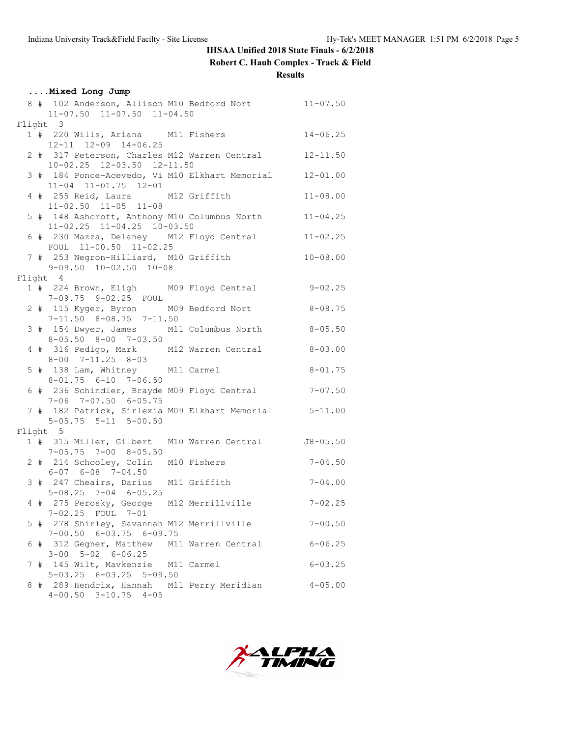**IHSAA Unified 2018 State Finals - 6/2/2018**

**Robert C. Hauh Complex - Track & Field**

**Results**

**....Mixed Long Jump**

```
  8 #  102 Anderson, Allison M10 Bedford Nort          11-07.50
      11-07.50  11-07.50  11-04.50
Flight  3
  1 #  220 Wills, Ariana     M11 Fishers               14-06.25
      12-11  12-09  14-06.25
  2 #  317 Peterson, Charles M12 Warren Central        12-11.50
      10-02.25  12-03.50  12-11.50
  3 #  184 Ponce-Acevedo, Vi M10 Elkhart Memorial      12-01.00
      11-04  11-01.75  12-01
  4 #  255 Reid, Laura       M12 Griffith              11-08.00
      11-02.50  11-05  11-08
  5 #  148 Ashcroft, Anthony M10 Columbus North        11-04.25
      11-02.25  11-04.25  10-03.50
  6 #  230 Mazza, Delaney    M12 Floyd Central         11-02.25
      FOUL  11-00.50  11-02.25
  7 #  253 Negron-Hilliard,  M10 Griffith              10-08.00
      9-09.50  10-02.50  10-08
Flight  4
  1 #  224 Brown, Eligh      M09 Floyd Central          9-02.25
      7-09.75  9-02.25  FOUL
  2 #  115 Kyger, Byron      M09 Bedford Nort           8-08.75
      7-11.50  8-08.75  7-11.50
  3 #  154 Dwyer, James      M11 Columbus North         8-05.50
      8-05.50  8-00  7-03.50
  4 #  316 Pedigo, Mark      M12 Warren Central         8-03.00
      8-00  7-11.25  8-03
  5 #  138 Lam, Whitney      M11 Carmel                 8-01.75
      8-01.75  6-10  7-06.50
  6 #  236 Schindler, Brayde M09 Floyd Central          7-07.50
      7-06  7-07.50  6-05.75
  7 #  182 Patrick, Sirlexia M09 Elkhart Memorial       5-11.00
      5-05.75  5-11  5-00.50
Flight  5
  1 #  315 Miller, Gilbert   M10 Warren Central        J8-05.50
      7-05.75  7-00  8-05.50
  2 #  214 Schooley, Colin   M10 Fishers                7-04.50
      6-07  6-08  7-04.50
  3 #  247 Cheairs, Darius   M11 Griffith               7-04.00
      5-08.25  7-04  6-05.25
  4 #  275 Perosky, George   M12 Merrillville           7-02.25
      7-02.25  FOUL  7-01
  5 #  278 Shirley, Savannah M12 Merrillville           7-00.50
      7-00.50  6-03.75  6-09.75
  6 #  312 Gegner, Matthew   M11 Warren Central         6-06.25
      3-00  5-02  6-06.25
  7 #  145 Wilt, Mavkenzie   M11 Carmel                 6-03.25
      5-03.25  6-03.25  5-09.50
  8 #  289 Hendrix, Hannah   M11 Perry Meridian         4-05.00
      4-00.50  3-10.75  4-05
```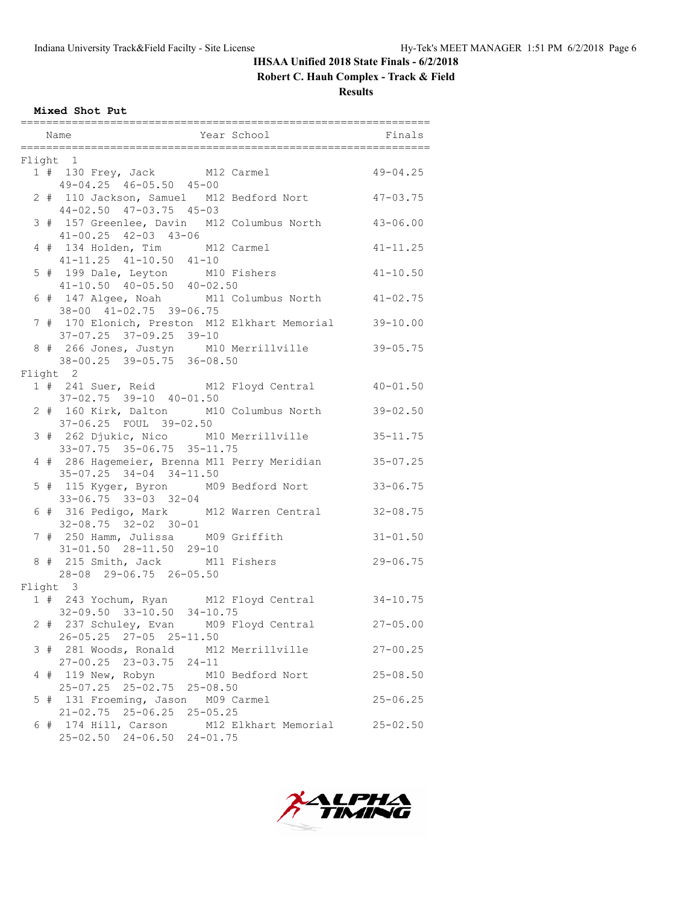# IHSAA Unified 2018 State Finals - 6/2/2018

## Robert C. Hauh Complex - Track & Field

## Results

**Mixed Shot Put**

| Place | # | Name | Year | School | Finals | Attempts |
|---|---|---|---|---|---|---|
| **Flight 1** | | | | | | |
| 1 | # 130 | Frey, Jack | M12 | Carmel | 49-04.25 | 49-04.25 46-05.50 45-00 |
| 2 | # 110 | Jackson, Samuel | M12 | Bedford Nort | 47-03.75 | 44-02.50 47-03.75 45-03 |
| 3 | # 157 | Greenlee, Davin | M12 | Columbus North | 43-06.00 | 41-00.25 42-03 43-06 |
| 4 | # 134 | Holden, Tim | M12 | Carmel | 41-11.25 | 41-11.25 41-10.50 41-10 |
| 5 | # 199 | Dale, Leyton | M10 | Fishers | 41-10.50 | 41-10.50 40-05.50 40-02.50 |
| 6 | # 147 | Algee, Noah | M11 | Columbus North | 41-02.75 | 38-00 41-02.75 39-06.75 |
| 7 | # 170 | Elonich, Preston | M12 | Elkhart Memorial | 39-10.00 | 37-07.25 37-09.25 39-10 |
| 8 | # 266 | Jones, Justyn | M10 | Merrillville | 39-05.75 | 38-00.25 39-05.75 36-08.50 |
| **Flight 2** | | | | | | |
| 1 | # 241 | Suer, Reid | M12 | Floyd Central | 40-01.50 | 37-02.75 39-10 40-01.50 |
| 2 | # 160 | Kirk, Dalton | M10 | Columbus North | 39-02.50 | 37-06.25 FOUL 39-02.50 |
| 3 | # 262 | Djukic, Nico | M10 | Merrillville | 35-11.75 | 33-07.75 35-06.75 35-11.75 |
| 4 | # 286 | Hagemeier, Brenna | M11 | Perry Meridian | 35-07.25 | 35-07.25 34-04 34-11.50 |
| 5 | # 115 | Kyger, Byron | M09 | Bedford Nort | 33-06.75 | 33-06.75 33-03 32-04 |
| 6 | # 316 | Pedigo, Mark | M12 | Warren Central | 32-08.75 | 32-08.75 32-02 30-01 |
| 7 | # 250 | Hamm, Julissa | M09 | Griffith | 31-01.50 | 31-01.50 28-11.50 29-10 |
| 8 | # 215 | Smith, Jack | M11 | Fishers | 29-06.75 | 28-08 29-06.75 26-05.50 |
| **Flight 3** | | | | | | |
| 1 | # 243 | Yochum, Ryan | M12 | Floyd Central | 34-10.75 | 32-09.50 33-10.50 34-10.75 |
| 2 | # 237 | Schuley, Evan | M09 | Floyd Central | 27-05.00 | 26-05.25 27-05 25-11.50 |
| 3 | # 281 | Woods, Ronald | M12 | Merrillville | 27-00.25 | 27-00.25 23-03.75 24-11 |
| 4 | # 119 | New, Robyn | M10 | Bedford Nort | 25-08.50 | 25-07.25 25-02.75 25-08.50 |
| 5 | # 131 | Froeming, Jason | M09 | Carmel | 25-06.25 | 21-02.75 25-06.25 25-05.25 |
| 6 | # 174 | Hill, Carson | M12 | Elkhart Memorial | 25-02.50 | 25-02.50 24-06.50 24-01.75 |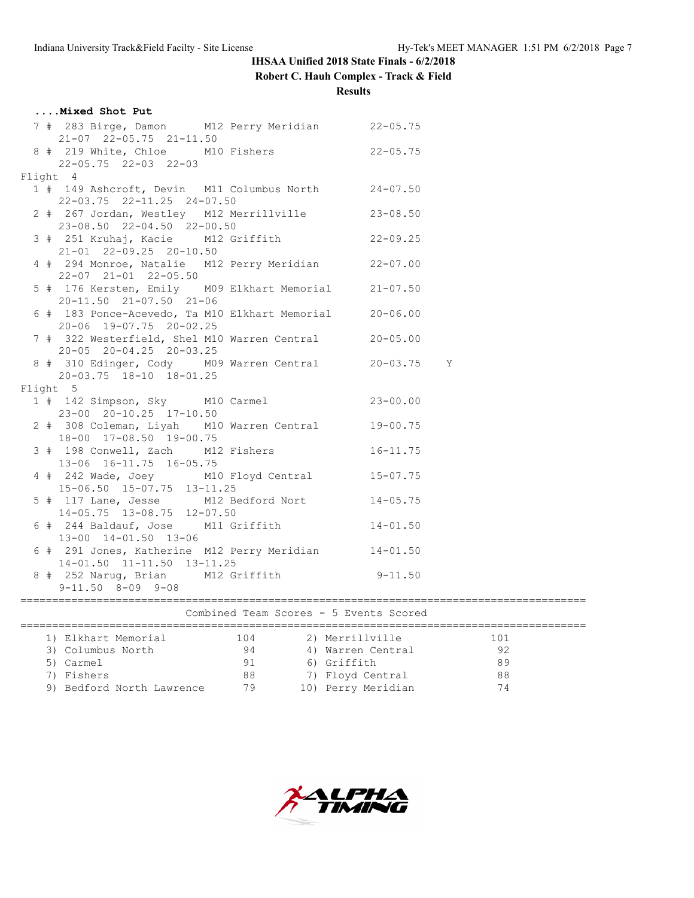**IHSAA Unified 2018 State Finals - 6/2/2018**

**Robert C. Hauh Complex - Track & Field**

**Results**

#### ....Mixed Shot Put

```
  7 #  283 Birge, Damon      M12 Perry Meridian        22-05.75
     21-07  22-05.75  21-11.50
  8 #  219 White, Chloe      M10 Fishers               22-05.75
     22-05.75  22-03  22-03
Flight  4
  1 #  149 Ashcroft, Devin   M11 Columbus North        24-07.50
     22-03.75  22-11.25  24-07.50
  2 #  267 Jordan, Westley   M12 Merrillville          23-08.50
     23-08.50  22-04.50  22-00.50
  3 #  251 Kruhaj, Kacie     M12 Griffith              22-09.25
     21-01  22-09.25  20-10.50
  4 #  294 Monroe, Natalie   M12 Perry Meridian        22-07.00
     22-07  21-01  22-05.50
  5 #  176 Kersten, Emily    M09 Elkhart Memorial      21-07.50
     20-11.50  21-07.50  21-06
  6 #  183 Ponce-Acevedo, Ta M10 Elkhart Memorial      20-06.00
     20-06  19-07.75  20-02.25
  7 #  322 Westerfield, Shel M10 Warren Central        20-05.00
     20-05  20-04.25  20-03.25
  8 #  310 Edinger, Cody     M09 Warren Central        20-03.75    Y
     20-03.75  18-10  18-01.25
Flight  5
  1 #  142 Simpson, Sky      M10 Carmel                23-00.00
     23-00  20-10.25  17-10.50
  2 #  308 Coleman, Liyah    M10 Warren Central        19-00.75
     18-00  17-08.50  19-00.75
  3 #  198 Conwell, Zach     M12 Fishers               16-11.75
     13-06  16-11.75  16-05.75
  4 #  242 Wade, Joey        M10 Floyd Central         15-07.75
     15-06.50  15-07.75  13-11.25
  5 #  117 Lane, Jesse       M12 Bedford Nort          14-05.75
     14-05.75  13-08.75  12-07.50
  6 #  244 Baldauf, Jose     M11 Griffith              14-01.50
     13-00  14-01.50  13-06
  6 #  291 Jones, Katherine  M12 Perry Meridian        14-01.50
     14-01.50  11-11.50  13-11.25
  8 #  252 Narug, Brian      M12 Griffith               9-11.50
     9-11.50  8-09  9-08
```

**Combined Team Scores - 5 Events Scored**

| Place | Team | Score | Place | Team | Score |
|---|---|---|---|---|---|
| 1) | Elkhart Memorial | 104 | 2) | Merrillville | 101 |
| 3) | Columbus North | 94 | 4) | Warren Central | 92 |
| 5) | Carmel | 91 | 6) | Griffith | 89 |
| 7) | Fishers | 88 | 7) | Floyd Central | 88 |
| 9) | Bedford North Lawrence | 79 | 10) | Perry Meridian | 74 |